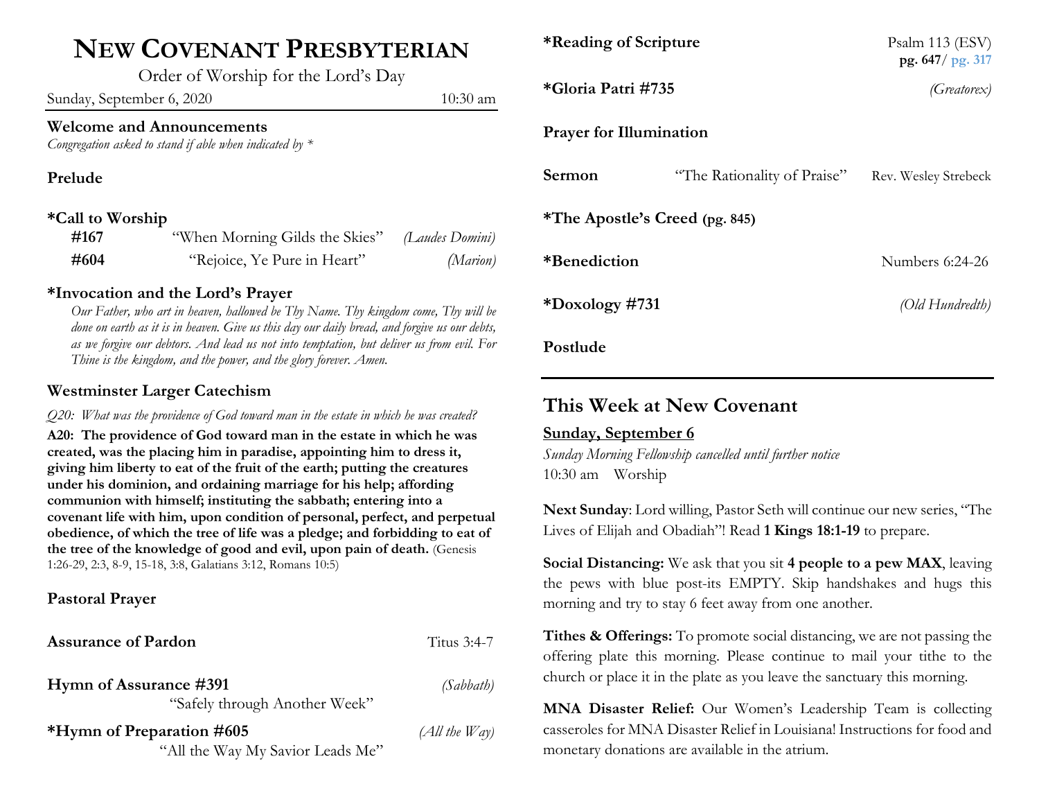# NEW COVENANT PRESBYTERIAN

Order of Worship for the Lord's Day

Sunday, September 6, 2020 10:30 am

### Welcome and Announcements

*Congregation asked to stand if able when indicated by **

### Prelude

### *Call to Worship

**#167** "When Morning Gilds the Skies" *(Laudes Domini)*

**#604** "Rejoice, Ye Pure in Heart" *(Marion)*

### *Invocation and the Lord's Prayer

*Our Father, who art in heaven, hallowed be Thy Name. Thy kingdom come, Thy will be done on earth as it is in heaven. Give us this day our daily bread, and forgive us our debts, as we forgive our debtors. And lead us not into temptation, but deliver us from evil. For Thine is the kingdom, and the power, and the glory forever. Amen.*

### Westminster Larger Catechism

*Q20: What was the providence of God toward man in the estate in which he was created?*

**A20: The providence of God toward man in the estate in which he was created, was the placing him in paradise, appointing him to dress it, giving him liberty to eat of the fruit of the earth; putting the creatures under his dominion, and ordaining marriage for his help; affording communion with himself; instituting the sabbath; entering into a covenant life with him, upon condition of personal, perfect, and perpetual obedience, of which the tree of life was a pledge; and forbidding to eat of the tree of the knowledge of good and evil, upon pain of death.** (Genesis 1:26-29, 2:3, 8-9, 15-18, 3:8, Galatians 3:12, Romans 10:5)

### Pastoral Prayer

### Assurance of Pardon — Titus 3:4-7

### Hymn of Assurance #391 — *(Sabbath)*

"Safely through Another Week"

### *Hymn of Preparation #605 — *(All the Way)*

"All the Way My Savior Leads Me"

### *Reading of Scripture — Psalm 113 (ESV)

**pg. 647/ pg. 317**

### *Gloria Patri #735 — *(Greatorex)*

### Prayer for Illumination

### Sermon — "The Rationality of Praise" — Rev. Wesley Strebeck

### *The Apostle's Creed (pg. 845)

### *Benediction — Numbers 6:24-26

### *Doxology #731 — *(Old Hundredth)*

### Postlude

## This Week at New Covenant

**Sunday, September 6**

*Sunday Morning Fellowship cancelled until further notice*

10:30 am Worship

**Next Sunday**: Lord willing, Pastor Seth will continue our new series, "The Lives of Elijah and Obadiah"! Read **1 Kings 18:1-19** to prepare.

**Social Distancing:** We ask that you sit **4 people to a pew MAX**, leaving the pews with blue post-its EMPTY. Skip handshakes and hugs this morning and try to stay 6 feet away from one another.

**Tithes & Offerings:** To promote social distancing, we are not passing the offering plate this morning. Please continue to mail your tithe to the church or place it in the plate as you leave the sanctuary this morning.

**MNA Disaster Relief:** Our Women's Leadership Team is collecting casseroles for MNA Disaster Relief in Louisiana! Instructions for food and monetary donations are available in the atrium.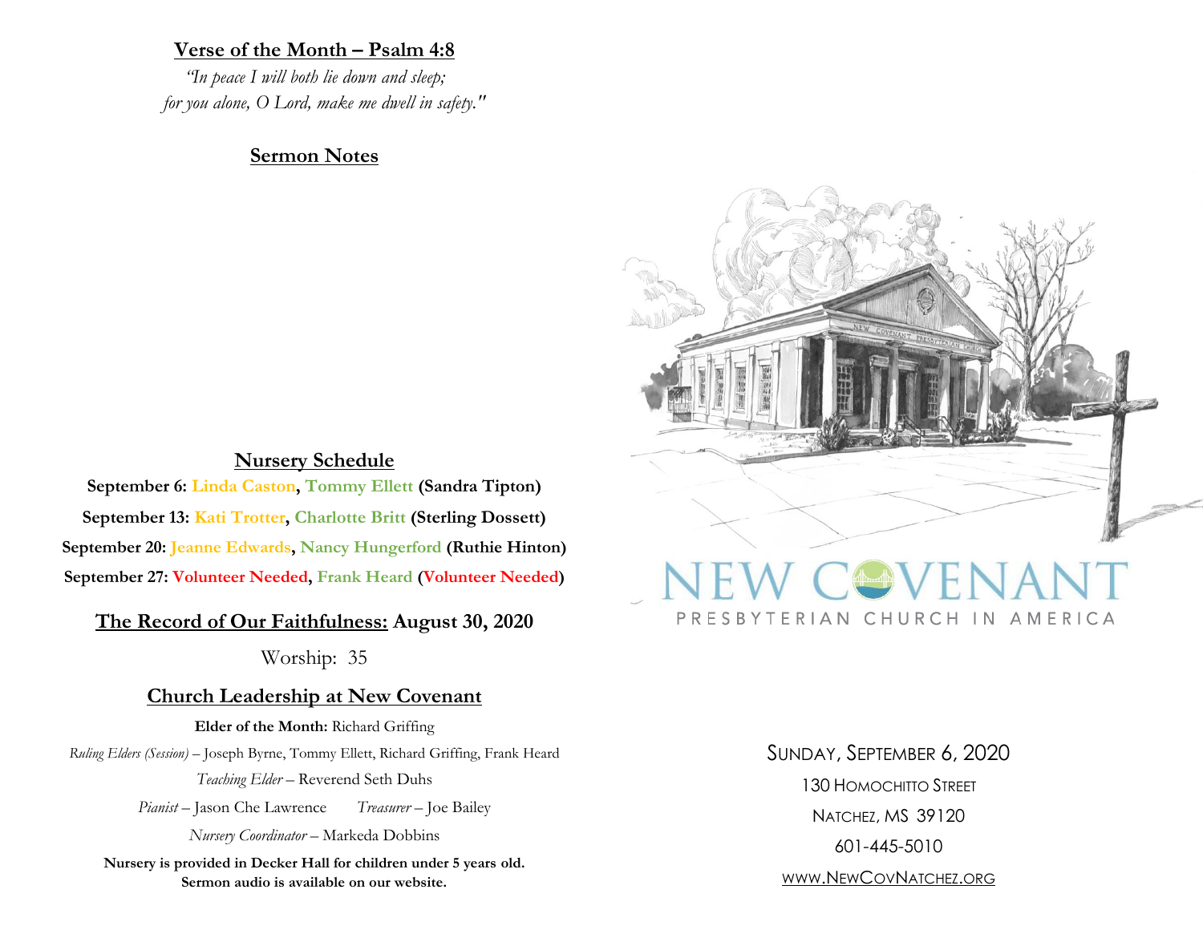## Verse of the Month – Psalm 4:8

*"In peace I will both lie down and sleep;*
*for you alone, O Lord, make me dwell in safety."*

## Sermon Notes

## Nursery Schedule

**September 6:** Linda Caston, Tommy Ellett **(Sandra Tipton)**

**September 13:** Kati Trotter, Charlotte Britt **(Sterling Dossett)**

**September 20:** Jeanne Edwards, Nancy Hungerford **(Ruthie Hinton)**

**September 27:** Volunteer Needed, Frank Heard **(Volunteer Needed)**

## The Record of Our Faithfulness: August 30, 2020

Worship: 35

## Church Leadership at New Covenant

**Elder of the Month:** Richard Griffing

*Ruling Elders (Session)* – Joseph Byrne, Tommy Ellett, Richard Griffing, Frank Heard

*Teaching Elder* – Reverend Seth Duhs

*Pianist* – Jason Che Lawrence  *Treasurer* – Joe Bailey

*Nursery Coordinator* – Markeda Dobbins

**Nursery is provided in Decker Hall for children under 5 years old.**
**Sermon audio is available on our website.**

# NEW COVENANT

PRESBYTERIAN CHURCH IN AMERICA

SUNDAY, SEPTEMBER 6, 2020

130 HOMOCHITTO STREET

NATCHEZ, MS 39120

601-445-5010

WWW.NEWCOVNATCHEZ.ORG